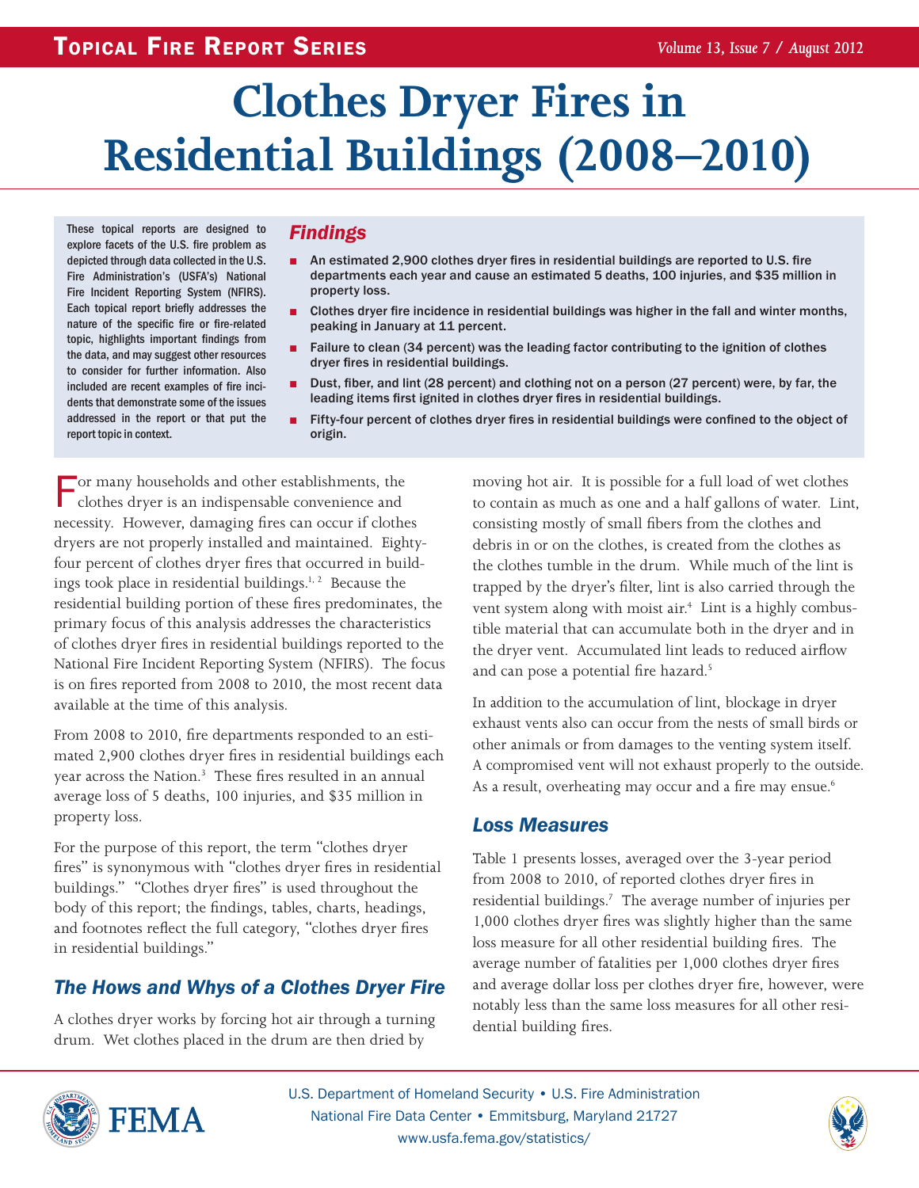# Clothes Dryer Fires in Residential Buildings (2008–2010)

These topical reports are designed to explore facets of the U.S. fire problem as depicted through data collected in the U.S. Fire Administration's (USFA's) National Fire Incident Reporting System (NFIRS). Each topical report briefly addresses the nature of the specific fire or fire-related topic, highlights important findings from the data, and may suggest other resources to consider for further information. Also included are recent examples of fire incidents that demonstrate some of the issues addressed in the report or that put the report topic in context.

## Findings

- An estimated 2,900 clothes dryer fires in residential buildings are reported to U.S. fire departments each year and cause an estimated 5 deaths, 100 injuries, and $35 million in property loss.
- Clothes dryer fire incidence in residential buildings was higher in the fall and winter months, peaking in January at 11 percent.
- Failure to clean (34 percent) was the leading factor contributing to the ignition of clothes dryer fires in residential buildings.
- Dust, fiber, and lint (28 percent) and clothing not on a person (27 percent) were, by far, the leading items first ignited in clothes dryer fires in residential buildings.
- Fifty-four percent of clothes dryer fires in residential buildings were confined to the object of origin.

For many households and other establishments, the clothes dryer is an indispensable convenience and necessity. However, damaging fires can occur if clothes dryers are not properly installed and maintained. Eighty-four percent of clothes dryer fires that occurred in buildings took place in residential buildings.[1, 2] Because the residential building portion of these fires predominates, the primary focus of this analysis addresses the characteristics of clothes dryer fires in residential buildings reported to the National Fire Incident Reporting System (NFIRS). The focus is on fires reported from 2008 to 2010, the most recent data available at the time of this analysis.

From 2008 to 2010, fire departments responded to an estimated 2,900 clothes dryer fires in residential buildings each year across the Nation.[3] These fires resulted in an annual average loss of 5 deaths, 100 injuries, and $35 million in property loss.

For the purpose of this report, the term "clothes dryer fires" is synonymous with "clothes dryer fires in residential buildings." "Clothes dryer fires" is used throughout the body of this report; the findings, tables, charts, headings, and footnotes reflect the full category, "clothes dryer fires in residential buildings."

## The Hows and Whys of a Clothes Dryer Fire

A clothes dryer works by forcing hot air through a turning drum. Wet clothes placed in the drum are then dried by moving hot air. It is possible for a full load of wet clothes to contain as much as one and a half gallons of water. Lint, consisting mostly of small fibers from the clothes and debris in or on the clothes, is created from the clothes as the clothes tumble in the drum. While much of the lint is trapped by the dryer's filter, lint is also carried through the vent system along with moist air.[4] Lint is a highly combustible material that can accumulate both in the dryer and in the dryer vent. Accumulated lint leads to reduced airflow and can pose a potential fire hazard.[5]

In addition to the accumulation of lint, blockage in dryer exhaust vents also can occur from the nests of small birds or other animals or from damages to the venting system itself. A compromised vent will not exhaust properly to the outside. As a result, overheating may occur and a fire may ensue.[6]

## Loss Measures

Table 1 presents losses, averaged over the 3-year period from 2008 to 2010, of reported clothes dryer fires in residential buildings.[7] The average number of injuries per 1,000 clothes dryer fires was slightly higher than the same loss measure for all other residential building fires. The average number of fatalities per 1,000 clothes dryer fires and average dollar loss per clothes dryer fire, however, were notably less than the same loss measures for all other residential building fires.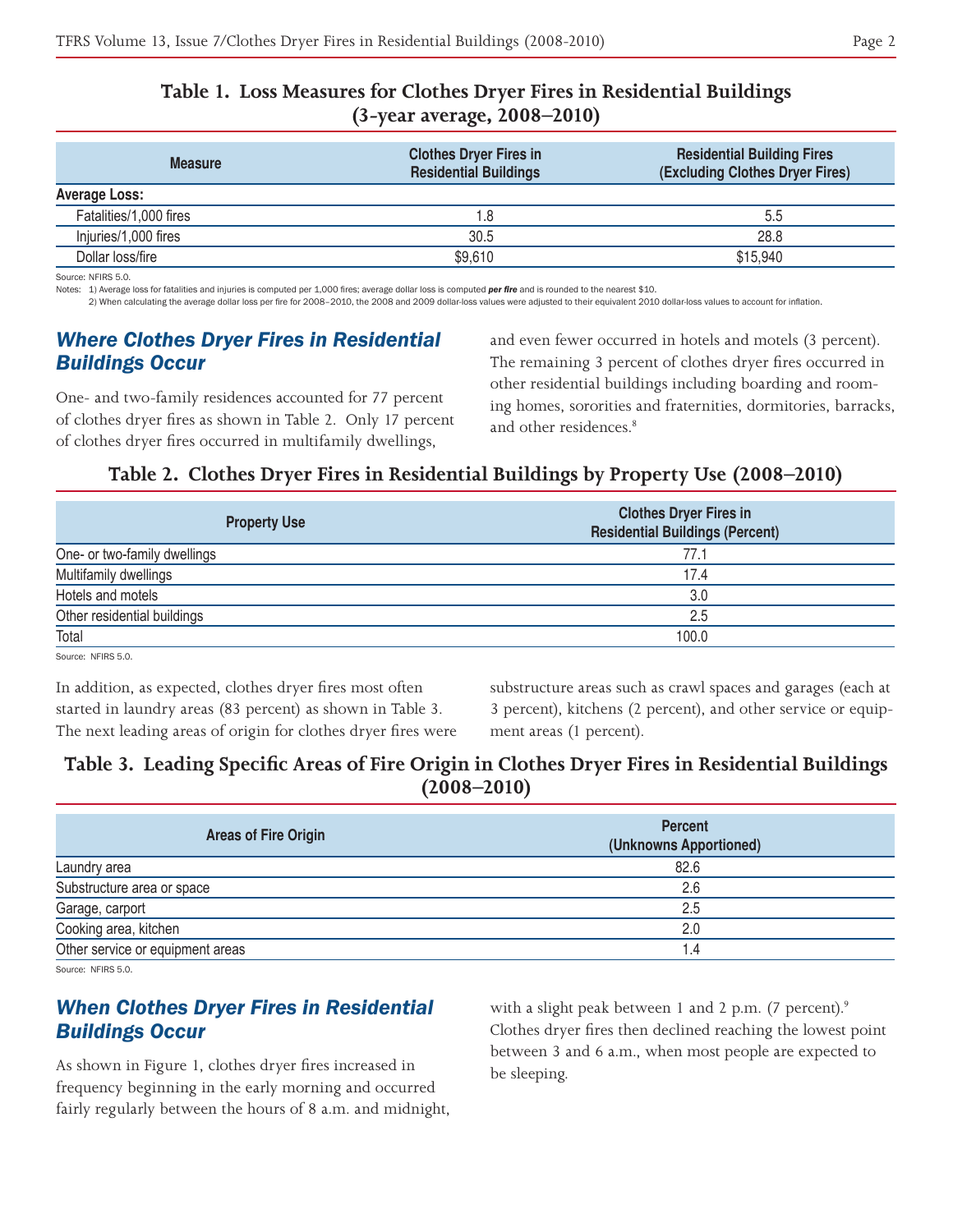## Table 1. Loss Measures for Clothes Dryer Fires in Residential Buildings (3-year average, 2008–2010)

| Measure | Clothes Dryer Fires in Residential Buildings | Residential Building Fires (Excluding Clothes Dryer Fires) |
|---|---|---|
| **Average Loss:** | | |
| Fatalities/1,000 fires | 1.8 | 5.5 |
| Injuries/1,000 fires | 30.5 | 28.8 |
| Dollar loss/fire | $9,610 | $15,940 |

Source: NFIRS 5.0.

Notes: 1) Average loss for fatalities and injuries is computed per 1,000 fires; average dollar loss is computed ***per fire*** and is rounded to the nearest $10.

2) When calculating the average dollar loss per fire for 2008–2010, the 2008 and 2009 dollar-loss values were adjusted to their equivalent 2010 dollar-loss values to account for inflation.

## *Where Clothes Dryer Fires in Residential Buildings Occur*

One- and two-family residences accounted for 77 percent of clothes dryer fires as shown in Table 2. Only 17 percent of clothes dryer fires occurred in multifamily dwellings, and even fewer occurred in hotels and motels (3 percent). The remaining 3 percent of clothes dryer fires occurred in other residential buildings including boarding and rooming homes, sororities and fraternities, dormitories, barracks, and other residences.[8]

## Table 2. Clothes Dryer Fires in Residential Buildings by Property Use (2008–2010)

| Property Use | Clothes Dryer Fires in Residential Buildings (Percent) |
|---|---|
| One- or two-family dwellings | 77.1 |
| Multifamily dwellings | 17.4 |
| Hotels and motels | 3.0 |
| Other residential buildings | 2.5 |
| Total | 100.0 |

Source: NFIRS 5.0.

In addition, as expected, clothes dryer fires most often started in laundry areas (83 percent) as shown in Table 3. The next leading areas of origin for clothes dryer fires were substructure areas such as crawl spaces and garages (each at 3 percent), kitchens (2 percent), and other service or equipment areas (1 percent).

## Table 3. Leading Specific Areas of Fire Origin in Clothes Dryer Fires in Residential Buildings (2008–2010)

| Areas of Fire Origin | Percent (Unknowns Apportioned) |
|---|---|
| Laundry area | 82.6 |
| Substructure area or space | 2.6 |
| Garage, carport | 2.5 |
| Cooking area, kitchen | 2.0 |
| Other service or equipment areas | 1.4 |

Source: NFIRS 5.0.

## *When Clothes Dryer Fires in Residential Buildings Occur*

As shown in Figure 1, clothes dryer fires increased in frequency beginning in the early morning and occurred fairly regularly between the hours of 8 a.m. and midnight, with a slight peak between 1 and 2 p.m. (7 percent).[9] Clothes dryer fires then declined reaching the lowest point between 3 and 6 a.m., when most people are expected to be sleeping.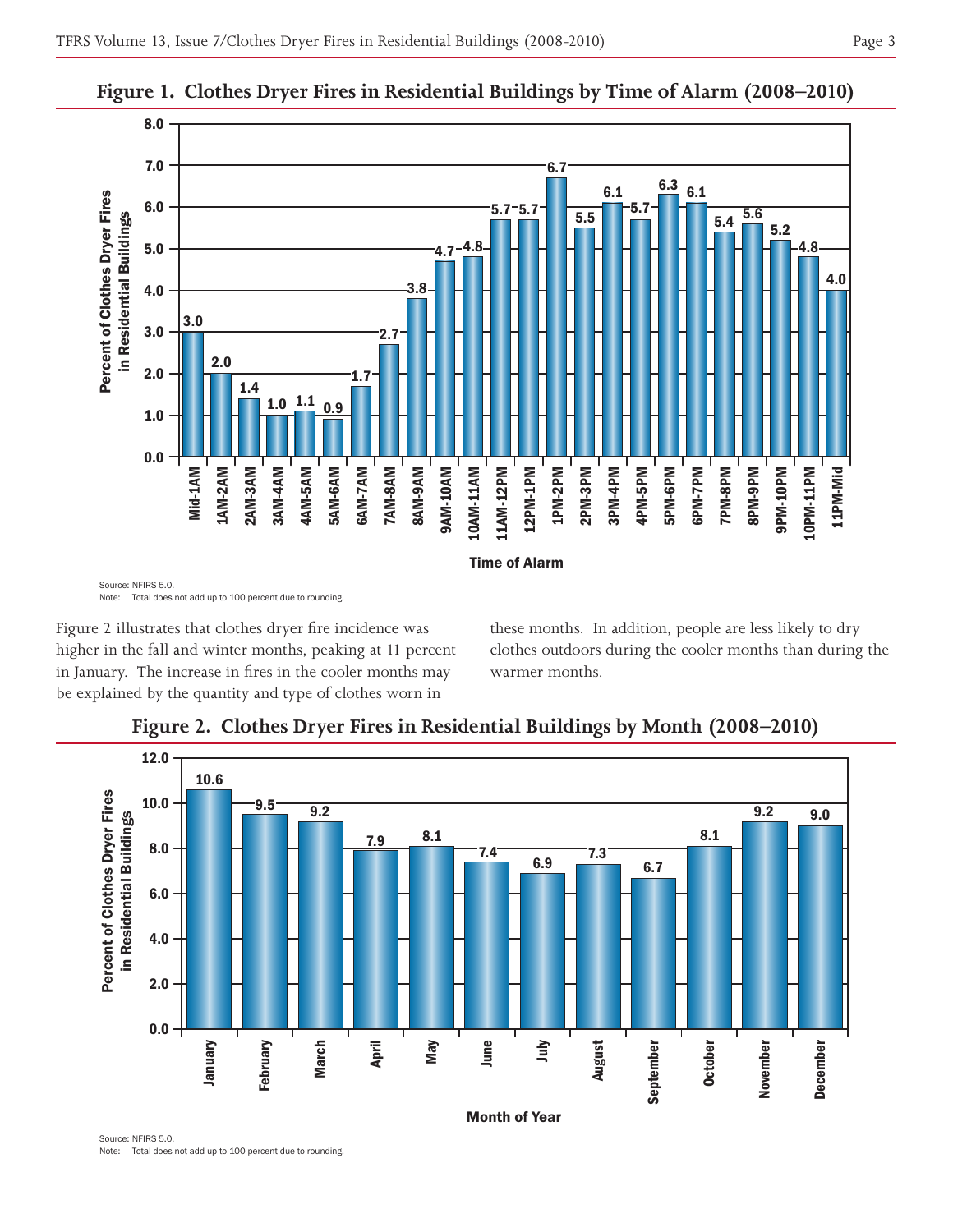**Figure 1. Clothes Dryer Fires in Residential Buildings by Time of Alarm (2008–2010)**

Percent of Clothes Dryer Fires in Residential Buildings

8.0
7.0
6.0
5.0
4.0
3.0
2.0
1.0
0.0

3.0 2.0 1.4 1.0 1.1 0.9 1.7 2.7 3.8 4.7 4.8 5.7 5.7 6.7 5.5 6.1 5.7 6.3 6.1 5.4 5.6 5.2 4.8 4.0

Mid-1AM 1AM-2AM 2AM-3AM 3AM-4AM 4AM-5AM 5AM-6AM 6AM-7AM 7AM-8AM 8AM-9AM 9AM-10AM 10AM-11AM 11AM-12PM 12PM-1PM 1PM-2PM 2PM-3PM 3PM-4PM 4PM-5PM 5PM-6PM 6PM-7PM 7PM-8PM 8PM-9PM 9PM-10PM 10PM-11PM 11PM-Mid

Time of Alarm

Source: NFIRS 5.0.
Note: Total does not add up to 100 percent due to rounding.

Figure 2 illustrates that clothes dryer fire incidence was higher in the fall and winter months, peaking at 11 percent in January. The increase in fires in the cooler months may be explained by the quantity and type of clothes worn in these months. In addition, people are less likely to dry clothes outdoors during the cooler months than during the warmer months.

**Figure 2. Clothes Dryer Fires in Residential Buildings by Month (2008–2010)**

Percent of Clothes Dryer Fires in Residential Buildings

12.0
10.0
8.0
6.0
4.0
2.0
0.0

10.6 9.5 9.2 7.9 8.1 7.4 6.9 7.3 6.7 8.1 9.2 9.0

January February March April May June July August September October November December

Month of Year

Source: NFIRS 5.0.
Note: Total does not add up to 100 percent due to rounding.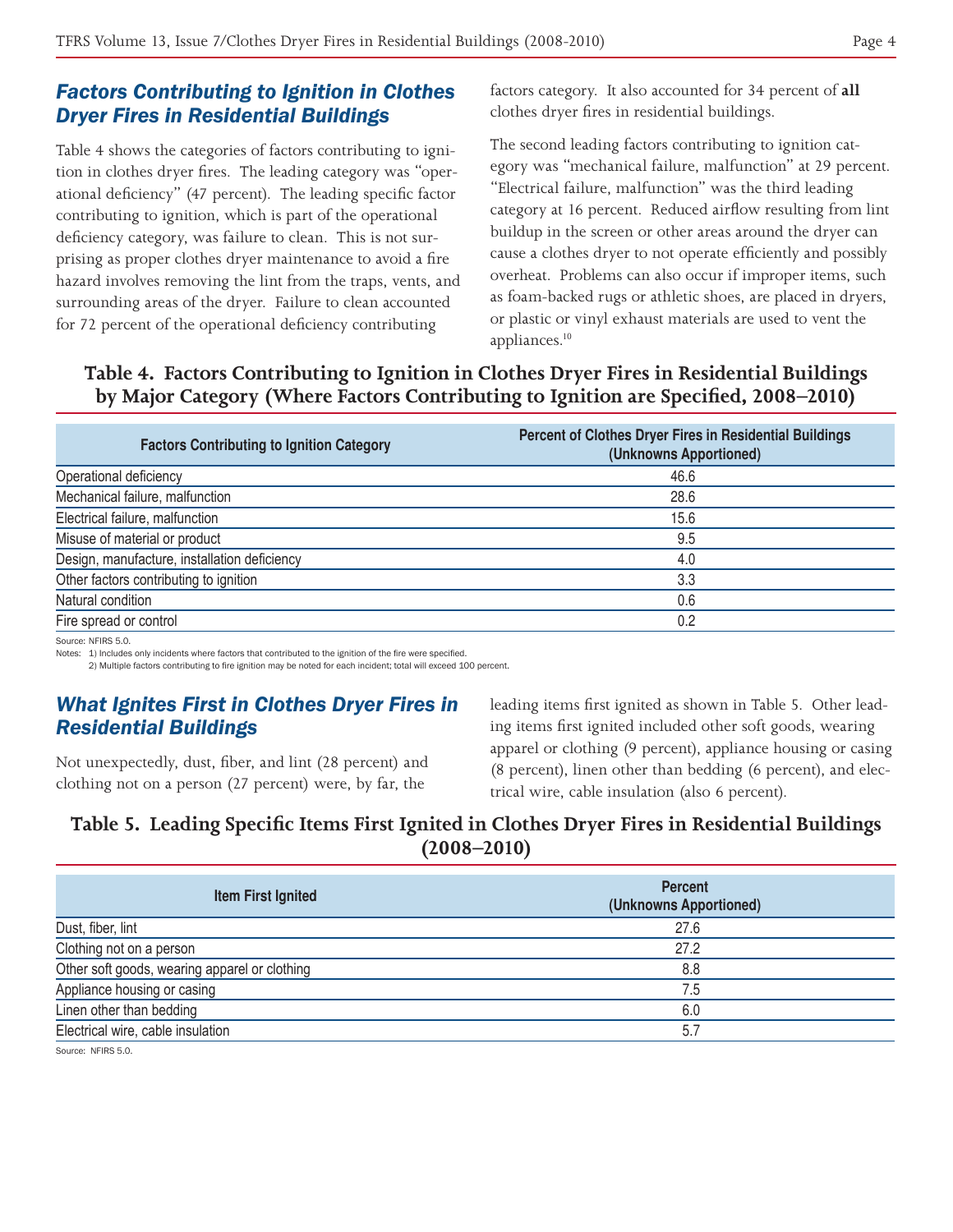## Factors Contributing to Ignition in Clothes Dryer Fires in Residential Buildings

Table 4 shows the categories of factors contributing to ignition in clothes dryer fires. The leading category was "operational deficiency" (47 percent). The leading specific factor contributing to ignition, which is part of the operational deficiency category, was failure to clean. This is not surprising as proper clothes dryer maintenance to avoid a fire hazard involves removing the lint from the traps, vents, and surrounding areas of the dryer. Failure to clean accounted for 72 percent of the operational deficiency contributing factors category. It also accounted for 34 percent of **all** clothes dryer fires in residential buildings.

The second leading factors contributing to ignition category was "mechanical failure, malfunction" at 29 percent. "Electrical failure, malfunction" was the third leading category at 16 percent. Reduced airflow resulting from lint buildup in the screen or other areas around the dryer can cause a clothes dryer to not operate efficiently and possibly overheat. Problems can also occur if improper items, such as foam-backed rugs or athletic shoes, are placed in dryers, or plastic or vinyl exhaust materials are used to vent the appliances.[10]

### Table 4. Factors Contributing to Ignition in Clothes Dryer Fires in Residential Buildings by Major Category (Where Factors Contributing to Ignition are Specified, 2008–2010)

| Factors Contributing to Ignition Category | Percent of Clothes Dryer Fires in Residential Buildings (Unknowns Apportioned) |
|---|---|
| Operational deficiency | 46.6 |
| Mechanical failure, malfunction | 28.6 |
| Electrical failure, malfunction | 15.6 |
| Misuse of material or product | 9.5 |
| Design, manufacture, installation deficiency | 4.0 |
| Other factors contributing to ignition | 3.3 |
| Natural condition | 0.6 |
| Fire spread or control | 0.2 |

Source: NFIRS 5.0.
Notes: 1) Includes only incidents where factors that contributed to the ignition of the fire were specified.
2) Multiple factors contributing to fire ignition may be noted for each incident; total will exceed 100 percent.

## What Ignites First in Clothes Dryer Fires in Residential Buildings

Not unexpectedly, dust, fiber, and lint (28 percent) and clothing not on a person (27 percent) were, by far, the leading items first ignited as shown in Table 5. Other leading items first ignited included other soft goods, wearing apparel or clothing (9 percent), appliance housing or casing (8 percent), linen other than bedding (6 percent), and electrical wire, cable insulation (also 6 percent).

### Table 5. Leading Specific Items First Ignited in Clothes Dryer Fires in Residential Buildings (2008–2010)

| Item First Ignited | Percent (Unknowns Apportioned) |
|---|---|
| Dust, fiber, lint | 27.6 |
| Clothing not on a person | 27.2 |
| Other soft goods, wearing apparel or clothing | 8.8 |
| Appliance housing or casing | 7.5 |
| Linen other than bedding | 6.0 |
| Electrical wire, cable insulation | 5.7 |

Source: NFIRS 5.0.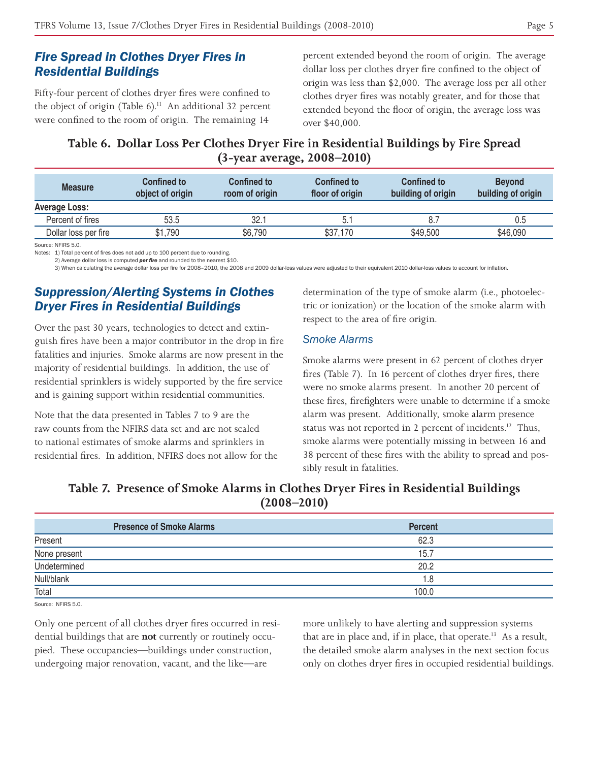## *Fire Spread in Clothes Dryer Fires in Residential Buildings*

Fifty-four percent of clothes dryer fires were confined to the object of origin (Table 6).[11] An additional 32 percent were confined to the room of origin. The remaining 14 percent extended beyond the room of origin. The average dollar loss per clothes dryer fire confined to the object of origin was less than $2,000. The average loss per all other clothes dryer fires was notably greater, and for those that extended beyond the floor of origin, the average loss was over $40,000.

**Table 6. Dollar Loss Per Clothes Dryer Fire in Residential Buildings by Fire Spread (3-year average, 2008–2010)**

| Measure | Confined to object of origin | Confined to room of origin | Confined to floor of origin | Confined to building of origin | Beyond building of origin |
|---|---|---|---|---|---|
| **Average Loss:** | | | | | |
| Percent of fires | 53.5 | 32.1 | 5.1 | 8.7 | 0.5 |
| Dollar loss per fire | $1,790 | $6,790 | $37,170 | $49,500 | $46,090 |

Source: NFIRS 5.0.

Notes: 1) Total percent of fires does not add up to 100 percent due to rounding.
2) Average dollar loss is computed ***per fire*** and rounded to the nearest $10.
3) When calculating the average dollar loss per fire for 2008–2010, the 2008 and 2009 dollar-loss values were adjusted to their equivalent 2010 dollar-loss values to account for inflation.

## *Suppression/Alerting Systems in Clothes Dryer Fires in Residential Buildings*

Over the past 30 years, technologies to detect and extinguish fires have been a major contributor in the drop in fire fatalities and injuries. Smoke alarms are now present in the majority of residential buildings. In addition, the use of residential sprinklers is widely supported by the fire service and is gaining support within residential communities.

Note that the data presented in Tables 7 to 9 are the raw counts from the NFIRS data set and are not scaled to national estimates of smoke alarms and sprinklers in residential fires. In addition, NFIRS does not allow for the determination of the type of smoke alarm (i.e., photoelectric or ionization) or the location of the smoke alarm with respect to the area of fire origin.

### *Smoke Alarms*

Smoke alarms were present in 62 percent of clothes dryer fires (Table 7). In 16 percent of clothes dryer fires, there were no smoke alarms present. In another 20 percent of these fires, firefighters were unable to determine if a smoke alarm was present. Additionally, smoke alarm presence status was not reported in 2 percent of incidents.[12] Thus, smoke alarms were potentially missing in between 16 and 38 percent of these fires with the ability to spread and possibly result in fatalities.

**Table 7. Presence of Smoke Alarms in Clothes Dryer Fires in Residential Buildings (2008–2010)**

| Presence of Smoke Alarms | Percent |
|---|---|
| Present | 62.3 |
| None present | 15.7 |
| Undetermined | 20.2 |
| Null/blank | 1.8 |
| Total | 100.0 |

Source: NFIRS 5.0.

Only one percent of all clothes dryer fires occurred in residential buildings that are **not** currently or routinely occupied. These occupancies—buildings under construction, undergoing major renovation, vacant, and the like—are more unlikely to have alerting and suppression systems that are in place and, if in place, that operate.[13] As a result, the detailed smoke alarm analyses in the next section focus only on clothes dryer fires in occupied residential buildings.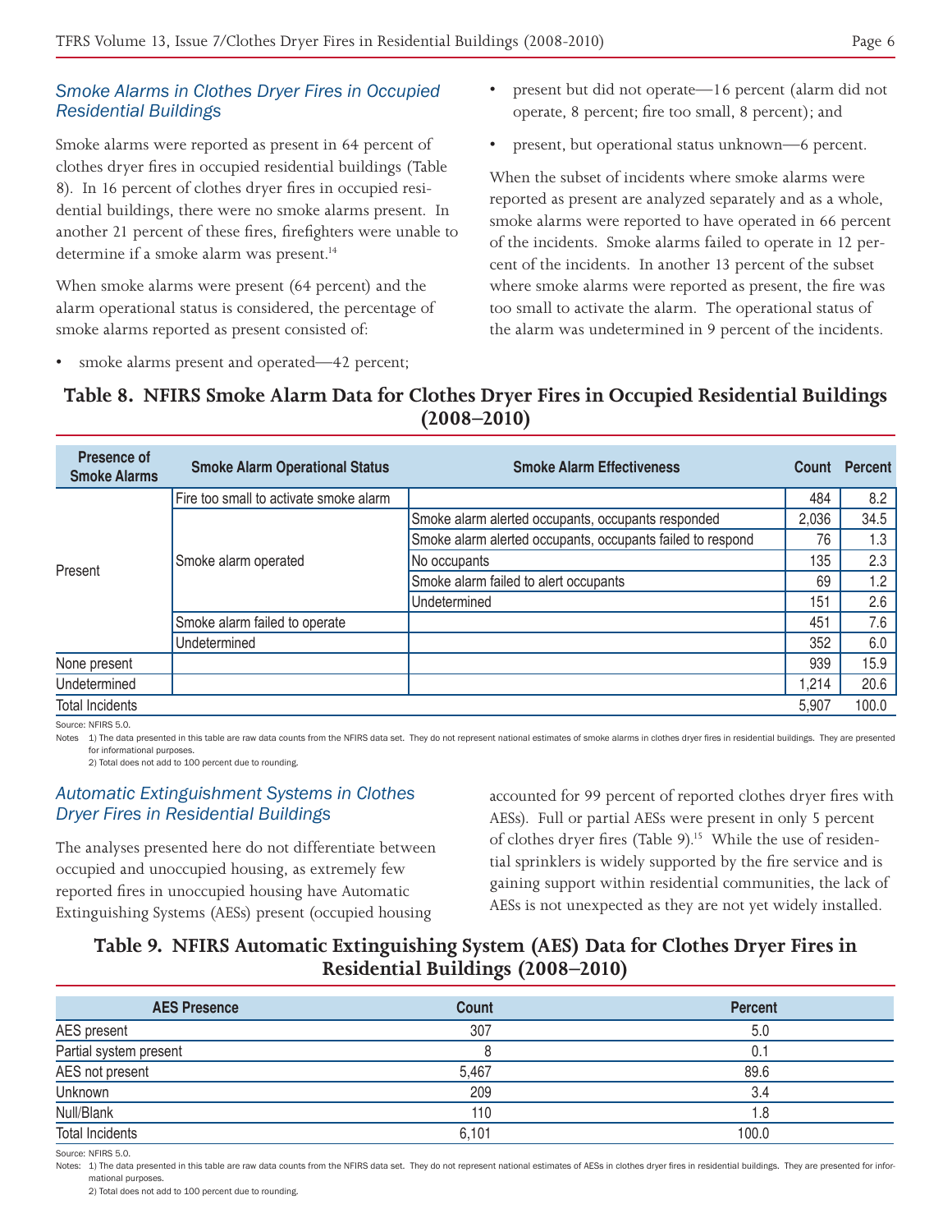### Smoke Alarms in Clothes Dryer Fires in Occupied Residential Buildings

Smoke alarms were reported as present in 64 percent of clothes dryer fires in occupied residential buildings (Table 8). In 16 percent of clothes dryer fires in occupied residential buildings, there were no smoke alarms present. In another 21 percent of these fires, firefighters were unable to determine if a smoke alarm was present.[14]

When smoke alarms were present (64 percent) and the alarm operational status is considered, the percentage of smoke alarms reported as present consisted of:

- smoke alarms present and operated—42 percent;
- present but did not operate—16 percent (alarm did not operate, 8 percent; fire too small, 8 percent); and
- present, but operational status unknown—6 percent.

When the subset of incidents where smoke alarms were reported as present are analyzed separately and as a whole, smoke alarms were reported to have operated in 66 percent of the incidents. Smoke alarms failed to operate in 12 percent of the incidents. In another 13 percent of the subset where smoke alarms were reported as present, the fire was too small to activate the alarm. The operational status of the alarm was undetermined in 9 percent of the incidents.

**Table 8. NFIRS Smoke Alarm Data for Clothes Dryer Fires in Occupied Residential Buildings (2008–2010)**

| Presence of Smoke Alarms | Smoke Alarm Operational Status | Smoke Alarm Effectiveness | Count | Percent |
|---|---|---|---|---|
| Present | Fire too small to activate smoke alarm | | 484 | 8.2 |
| | Smoke alarm operated | Smoke alarm alerted occupants, occupants responded | 2,036 | 34.5 |
| | | Smoke alarm alerted occupants, occupants failed to respond | 76 | 1.3 |
| | | No occupants | 135 | 2.3 |
| | | Smoke alarm failed to alert occupants | 69 | 1.2 |
| | | Undetermined | 151 | 2.6 |
| | Smoke alarm failed to operate | | 451 | 7.6 |
| | Undetermined | | 352 | 6.0 |
| None present | | | 939 | 15.9 |
| Undetermined | | | 1,214 | 20.6 |
| Total Incidents | | | 5,907 | 100.0 |

Source: NFIRS 5.0.

Notes 1) The data presented in this table are raw data counts from the NFIRS data set. They do not represent national estimates of smoke alarms in clothes dryer fires in residential buildings. They are presented for informational purposes.

2) Total does not add to 100 percent due to rounding.

### Automatic Extinguishment Systems in Clothes Dryer Fires in Residential Buildings

The analyses presented here do not differentiate between occupied and unoccupied housing, as extremely few reported fires in unoccupied housing have Automatic Extinguishing Systems (AESs) present (occupied housing accounted for 99 percent of reported clothes dryer fires with AESs). Full or partial AESs were present in only 5 percent of clothes dryer fires (Table 9).[15] While the use of residential sprinklers is widely supported by the fire service and is gaining support within residential communities, the lack of AESs is not unexpected as they are not yet widely installed.

**Table 9. NFIRS Automatic Extinguishing System (AES) Data for Clothes Dryer Fires in Residential Buildings (2008–2010)**

| AES Presence | Count | Percent |
|---|---|---|
| AES present | 307 | 5.0 |
| Partial system present | 8 | 0.1 |
| AES not present | 5,467 | 89.6 |
| Unknown | 209 | 3.4 |
| Null/Blank | 110 | 1.8 |
| Total Incidents | 6,101 | 100.0 |

Source: NFIRS 5.0.

Notes: 1) The data presented in this table are raw data counts from the NFIRS data set. They do not represent national estimates of AESs in clothes dryer fires in residential buildings. They are presented for informational purposes.

2) Total does not add to 100 percent due to rounding.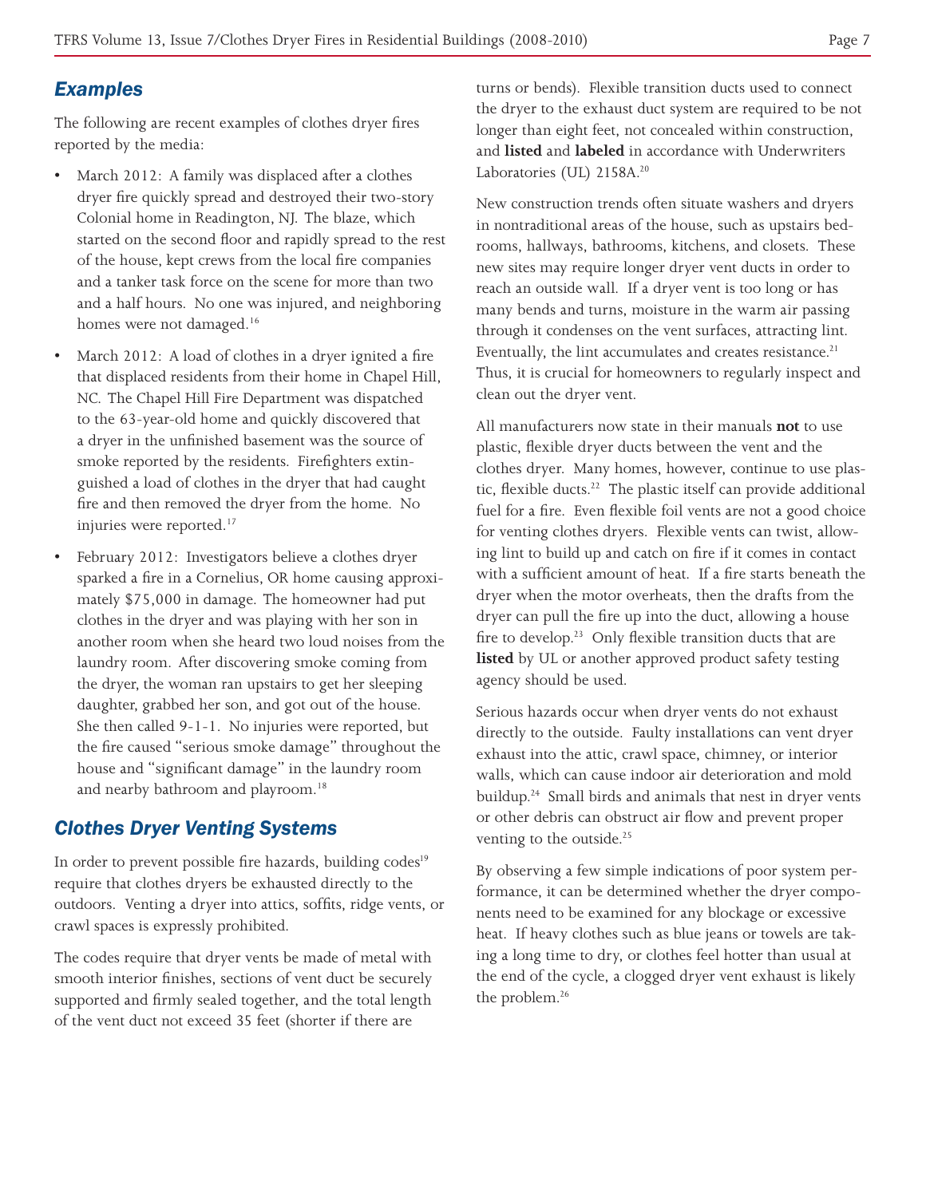## *Examples*

The following are recent examples of clothes dryer fires reported by the media:

- March 2012: A family was displaced after a clothes dryer fire quickly spread and destroyed their two-story Colonial home in Readington, NJ. The blaze, which started on the second floor and rapidly spread to the rest of the house, kept crews from the local fire companies and a tanker task force on the scene for more than two and a half hours. No one was injured, and neighboring homes were not damaged.[16]
- March 2012: A load of clothes in a dryer ignited a fire that displaced residents from their home in Chapel Hill, NC. The Chapel Hill Fire Department was dispatched to the 63-year-old home and quickly discovered that a dryer in the unfinished basement was the source of smoke reported by the residents. Firefighters extinguished a load of clothes in the dryer that had caught fire and then removed the dryer from the home. No injuries were reported.[17]
- February 2012: Investigators believe a clothes dryer sparked a fire in a Cornelius, OR home causing approximately $75,000 in damage. The homeowner had put clothes in the dryer and was playing with her son in another room when she heard two loud noises from the laundry room. After discovering smoke coming from the dryer, the woman ran upstairs to get her sleeping daughter, grabbed her son, and got out of the house. She then called 9-1-1. No injuries were reported, but the fire caused "serious smoke damage" throughout the house and "significant damage" in the laundry room and nearby bathroom and playroom.[18]

## *Clothes Dryer Venting Systems*

In order to prevent possible fire hazards, building codes[19] require that clothes dryers be exhausted directly to the outdoors. Venting a dryer into attics, soffits, ridge vents, or crawl spaces is expressly prohibited.

The codes require that dryer vents be made of metal with smooth interior finishes, sections of vent duct be securely supported and firmly sealed together, and the total length of the vent duct not exceed 35 feet (shorter if there are turns or bends). Flexible transition ducts used to connect the dryer to the exhaust duct system are required to be not longer than eight feet, not concealed within construction, and **listed** and **labeled** in accordance with Underwriters Laboratories (UL) 2158A.[20]

New construction trends often situate washers and dryers in nontraditional areas of the house, such as upstairs bedrooms, hallways, bathrooms, kitchens, and closets. These new sites may require longer dryer vent ducts in order to reach an outside wall. If a dryer vent is too long or has many bends and turns, moisture in the warm air passing through it condenses on the vent surfaces, attracting lint. Eventually, the lint accumulates and creates resistance.[21] Thus, it is crucial for homeowners to regularly inspect and clean out the dryer vent.

All manufacturers now state in their manuals **not** to use plastic, flexible dryer ducts between the vent and the clothes dryer. Many homes, however, continue to use plastic, flexible ducts.[22] The plastic itself can provide additional fuel for a fire. Even flexible foil vents are not a good choice for venting clothes dryers. Flexible vents can twist, allowing lint to build up and catch on fire if it comes in contact with a sufficient amount of heat. If a fire starts beneath the dryer when the motor overheats, then the drafts from the dryer can pull the fire up into the duct, allowing a house fire to develop.[23] Only flexible transition ducts that are **listed** by UL or another approved product safety testing agency should be used.

Serious hazards occur when dryer vents do not exhaust directly to the outside. Faulty installations can vent dryer exhaust into the attic, crawl space, chimney, or interior walls, which can cause indoor air deterioration and mold buildup.[24] Small birds and animals that nest in dryer vents or other debris can obstruct air flow and prevent proper venting to the outside.[25]

By observing a few simple indications of poor system performance, it can be determined whether the dryer components need to be examined for any blockage or excessive heat. If heavy clothes such as blue jeans or towels are taking a long time to dry, or clothes feel hotter than usual at the end of the cycle, a clogged dryer vent exhaust is likely the problem.[26]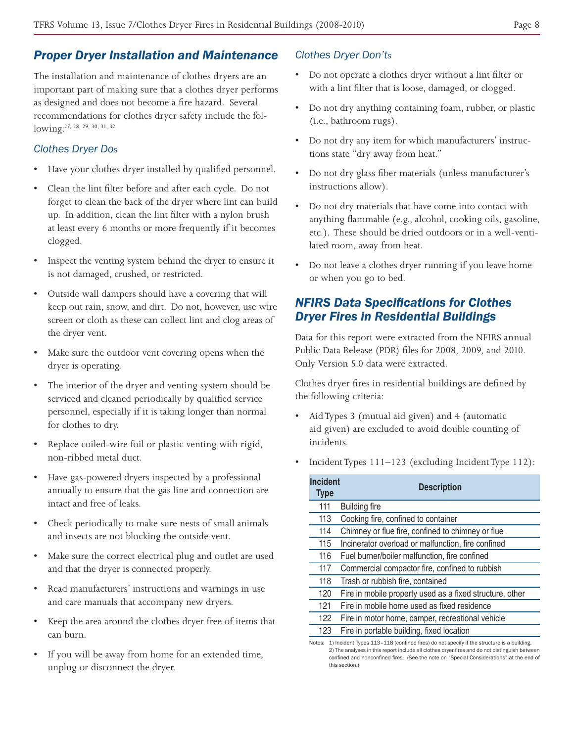## Proper Dryer Installation and Maintenance

The installation and maintenance of clothes dryers are an important part of making sure that a clothes dryer performs as designed and does not become a fire hazard. Several recommendations for clothes dryer safety include the following:[27, 28, 29, 30, 31, 32]

### *Clothes Dryer Dos*

- Have your clothes dryer installed by qualified personnel.
- Clean the lint filter before and after each cycle. Do not forget to clean the back of the dryer where lint can build up. In addition, clean the lint filter with a nylon brush at least every 6 months or more frequently if it becomes clogged.
- Inspect the venting system behind the dryer to ensure it is not damaged, crushed, or restricted.
- Outside wall dampers should have a covering that will keep out rain, snow, and dirt. Do not, however, use wire screen or cloth as these can collect lint and clog areas of the dryer vent.
- Make sure the outdoor vent covering opens when the dryer is operating.
- The interior of the dryer and venting system should be serviced and cleaned periodically by qualified service personnel, especially if it is taking longer than normal for clothes to dry.
- Replace coiled-wire foil or plastic venting with rigid, non-ribbed metal duct.
- Have gas-powered dryers inspected by a professional annually to ensure that the gas line and connection are intact and free of leaks.
- Check periodically to make sure nests of small animals and insects are not blocking the outside vent.
- Make sure the correct electrical plug and outlet are used and that the dryer is connected properly.
- Read manufacturers' instructions and warnings in use and care manuals that accompany new dryers.
- Keep the area around the clothes dryer free of items that can burn.
- If you will be away from home for an extended time, unplug or disconnect the dryer.

### *Clothes Dryer Don'ts*

- Do not operate a clothes dryer without a lint filter or with a lint filter that is loose, damaged, or clogged.
- Do not dry anything containing foam, rubber, or plastic (i.e., bathroom rugs).
- Do not dry any item for which manufacturers' instructions state "dry away from heat."
- Do not dry glass fiber materials (unless manufacturer's instructions allow).
- Do not dry materials that have come into contact with anything flammable (e.g., alcohol, cooking oils, gasoline, etc.). These should be dried outdoors or in a well-ventilated room, away from heat.
- Do not leave a clothes dryer running if you leave home or when you go to bed.

## NFIRS Data Specifications for Clothes Dryer Fires in Residential Buildings

Data for this report were extracted from the NFIRS annual Public Data Release (PDR) files for 2008, 2009, and 2010. Only Version 5.0 data were extracted.

Clothes dryer fires in residential buildings are defined by the following criteria:

- Aid Types 3 (mutual aid given) and 4 (automatic aid given) are excluded to avoid double counting of incidents.
- Incident Types 111–123 (excluding Incident Type 112):

| Incident Type | Description |
|---|---|
| 111 | Building fire |
| 113 | Cooking fire, confined to container |
| 114 | Chimney or flue fire, confined to chimney or flue |
| 115 | Incinerator overload or malfunction, fire confined |
| 116 | Fuel burner/boiler malfunction, fire confined |
| 117 | Commercial compactor fire, confined to rubbish |
| 118 | Trash or rubbish fire, contained |
| 120 | Fire in mobile property used as a fixed structure, other |
| 121 | Fire in mobile home used as fixed residence |
| 122 | Fire in motor home, camper, recreational vehicle |
| 123 | Fire in portable building, fixed location |

Notes: 1) Incident Types 113–118 (confined fires) do not specify if the structure is a building.
2) The analyses in this report include all clothes dryer fires and do not distinguish between confined and nonconfined fires. (See the note on "Special Considerations" at the end of this section.)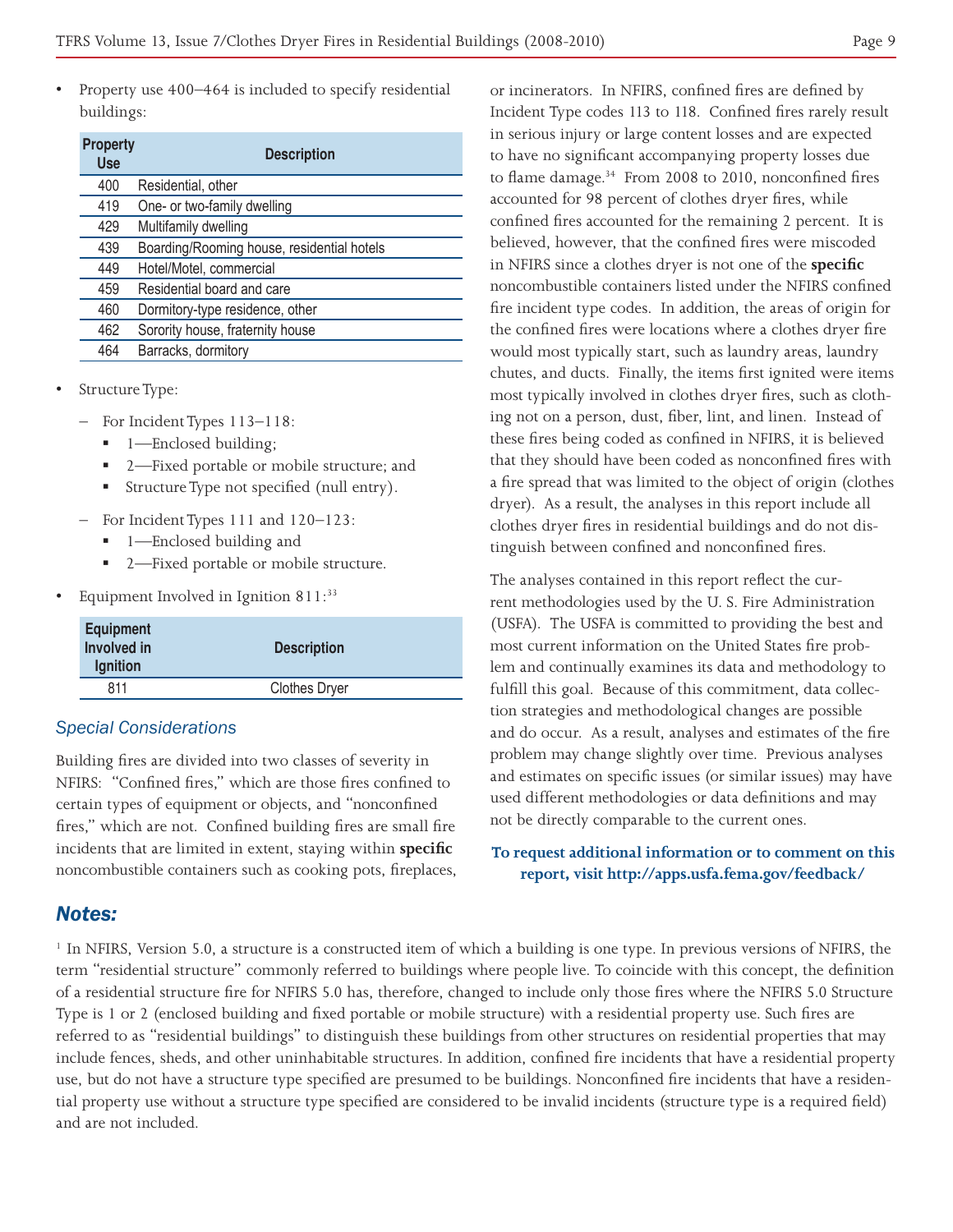- Property use 400–464 is included to specify residential buildings:

| Property Use | Description |
|---|---|
| 400 | Residential, other |
| 419 | One- or two-family dwelling |
| 429 | Multifamily dwelling |
| 439 | Boarding/Rooming house, residential hotels |
| 449 | Hotel/Motel, commercial |
| 459 | Residential board and care |
| 460 | Dormitory-type residence, other |
| 462 | Sorority house, fraternity house |
| 464 | Barracks, dormitory |

- Structure Type:
  - For Incident Types 113–118:
    - 1—Enclosed building;
    - 2—Fixed portable or mobile structure; and
    - Structure Type not specified (null entry).
  - For Incident Types 111 and 120–123:
    - 1—Enclosed building and
    - 2—Fixed portable or mobile structure.
- Equipment Involved in Ignition 811:[33]

| Equipment Involved in Ignition | Description |
|---|---|
| 811 | Clothes Dryer |

### *Special Considerations*

Building fires are divided into two classes of severity in NFIRS: "Confined fires," which are those fires confined to certain types of equipment or objects, and "nonconfined fires," which are not. Confined building fires are small fire incidents that are limited in extent, staying within **specific** noncombustible containers such as cooking pots, fireplaces, or incinerators. In NFIRS, confined fires are defined by Incident Type codes 113 to 118. Confined fires rarely result in serious injury or large content losses and are expected to have no significant accompanying property losses due to flame damage.[34] From 2008 to 2010, nonconfined fires accounted for 98 percent of clothes dryer fires, while confined fires accounted for the remaining 2 percent. It is believed, however, that the confined fires were miscoded in NFIRS since a clothes dryer is not one of the **specific** noncombustible containers listed under the NFIRS confined fire incident type codes. In addition, the areas of origin for the confined fires were locations where a clothes dryer fire would most typically start, such as laundry areas, laundry chutes, and ducts. Finally, the items first ignited were items most typically involved in clothes dryer fires, such as clothing not on a person, dust, fiber, lint, and linen. Instead of these fires being coded as confined in NFIRS, it is believed that they should have been coded as nonconfined fires with a fire spread that was limited to the object of origin (clothes dryer). As a result, the analyses in this report include all clothes dryer fires in residential buildings and do not distinguish between confined and nonconfined fires.

The analyses contained in this report reflect the current methodologies used by the U. S. Fire Administration (USFA). The USFA is committed to providing the best and most current information on the United States fire problem and continually examines its data and methodology to fulfill this goal. Because of this commitment, data collection strategies and methodological changes are possible and do occur. As a result, analyses and estimates of the fire problem may change slightly over time. Previous analyses and estimates on specific issues (or similar issues) may have used different methodologies or data definitions and may not be directly comparable to the current ones.

**To request additional information or to comment on this report, visit http://apps.usfa.fema.gov/feedback/**

## *Notes:*

[1] In NFIRS, Version 5.0, a structure is a constructed item of which a building is one type. In previous versions of NFIRS, the term "residential structure" commonly referred to buildings where people live. To coincide with this concept, the definition of a residential structure fire for NFIRS 5.0 has, therefore, changed to include only those fires where the NFIRS 5.0 Structure Type is 1 or 2 (enclosed building and fixed portable or mobile structure) with a residential property use. Such fires are referred to as "residential buildings" to distinguish these buildings from other structures on residential properties that may include fences, sheds, and other uninhabitable structures. In addition, confined fire incidents that have a residential property use, but do not have a structure type specified are presumed to be buildings. Nonconfined fire incidents that have a residential property use without a structure type specified are considered to be invalid incidents (structure type is a required field) and are not included.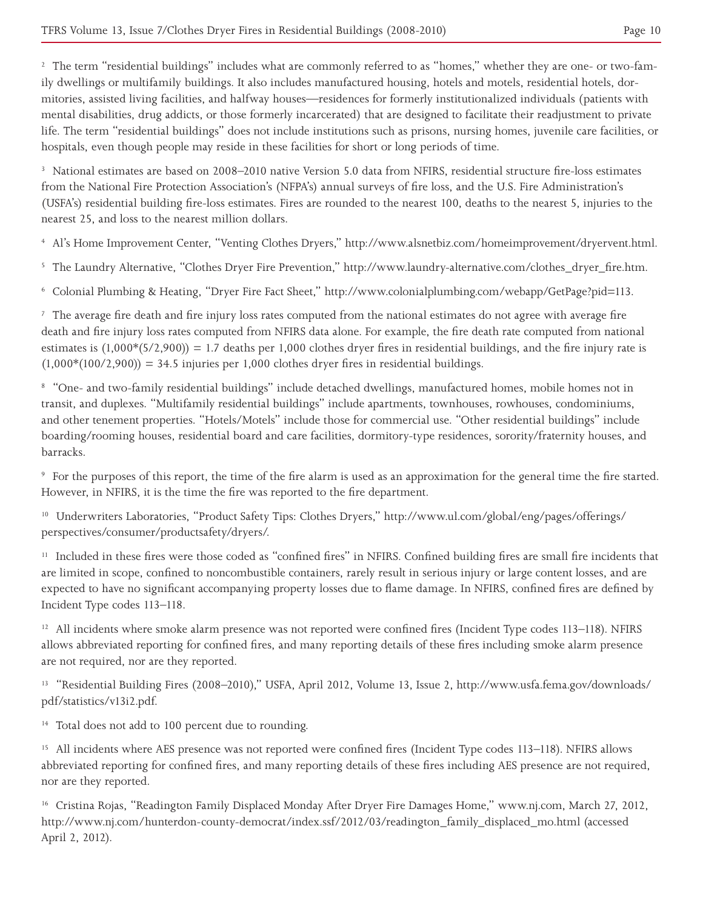[2] The term "residential buildings" includes what are commonly referred to as "homes," whether they are one- or two-family dwellings or multifamily buildings. It also includes manufactured housing, hotels and motels, residential hotels, dormitories, assisted living facilities, and halfway houses—residences for formerly institutionalized individuals (patients with mental disabilities, drug addicts, or those formerly incarcerated) that are designed to facilitate their readjustment to private life. The term "residential buildings" does not include institutions such as prisons, nursing homes, juvenile care facilities, or hospitals, even though people may reside in these facilities for short or long periods of time.

[3] National estimates are based on 2008–2010 native Version 5.0 data from NFIRS, residential structure fire-loss estimates from the National Fire Protection Association's (NFPA's) annual surveys of fire loss, and the U.S. Fire Administration's (USFA's) residential building fire-loss estimates. Fires are rounded to the nearest 100, deaths to the nearest 5, injuries to the nearest 25, and loss to the nearest million dollars.

[4] Al's Home Improvement Center, "Venting Clothes Dryers," http://www.alsnetbiz.com/homeimprovement/dryervent.html.

[5] The Laundry Alternative, "Clothes Dryer Fire Prevention," http://www.laundry-alternative.com/clothes_dryer_fire.htm.

[6] Colonial Plumbing & Heating, "Dryer Fire Fact Sheet," http://www.colonialplumbing.com/webapp/GetPage?pid=113.

[7] The average fire death and fire injury loss rates computed from the national estimates do not agree with average fire death and fire injury loss rates computed from NFIRS data alone. For example, the fire death rate computed from national estimates is $(1{,}000*(5/2{,}900)) = 1.7$ deaths per 1,000 clothes dryer fires in residential buildings, and the fire injury rate is $(1{,}000*(100/2{,}900)) = 34.5$ injuries per 1,000 clothes dryer fires in residential buildings.

[8] "One- and two-family residential buildings" include detached dwellings, manufactured homes, mobile homes not in transit, and duplexes. "Multifamily residential buildings" include apartments, townhouses, rowhouses, condominiums, and other tenement properties. "Hotels/Motels" include those for commercial use. "Other residential buildings" include boarding/rooming houses, residential board and care facilities, dormitory-type residences, sorority/fraternity houses, and barracks.

[9] For the purposes of this report, the time of the fire alarm is used as an approximation for the general time the fire started. However, in NFIRS, it is the time the fire was reported to the fire department.

[10] Underwriters Laboratories, "Product Safety Tips: Clothes Dryers," http://www.ul.com/global/eng/pages/offerings/perspectives/consumer/productsafety/dryers/.

[11] Included in these fires were those coded as "confined fires" in NFIRS. Confined building fires are small fire incidents that are limited in scope, confined to noncombustible containers, rarely result in serious injury or large content losses, and are expected to have no significant accompanying property losses due to flame damage. In NFIRS, confined fires are defined by Incident Type codes 113–118.

[12] All incidents where smoke alarm presence was not reported were confined fires (Incident Type codes 113–118). NFIRS allows abbreviated reporting for confined fires, and many reporting details of these fires including smoke alarm presence are not required, nor are they reported.

[13] "Residential Building Fires (2008–2010)," USFA, April 2012, Volume 13, Issue 2, http://www.usfa.fema.gov/downloads/pdf/statistics/v13i2.pdf.

[14] Total does not add to 100 percent due to rounding.

[15] All incidents where AES presence was not reported were confined fires (Incident Type codes 113–118). NFIRS allows abbreviated reporting for confined fires, and many reporting details of these fires including AES presence are not required, nor are they reported.

[16] Cristina Rojas, "Readington Family Displaced Monday After Dryer Fire Damages Home," www.nj.com, March 27, 2012, http://www.nj.com/hunterdon-county-democrat/index.ssf/2012/03/readington_family_displaced_mo.html (accessed April 2, 2012).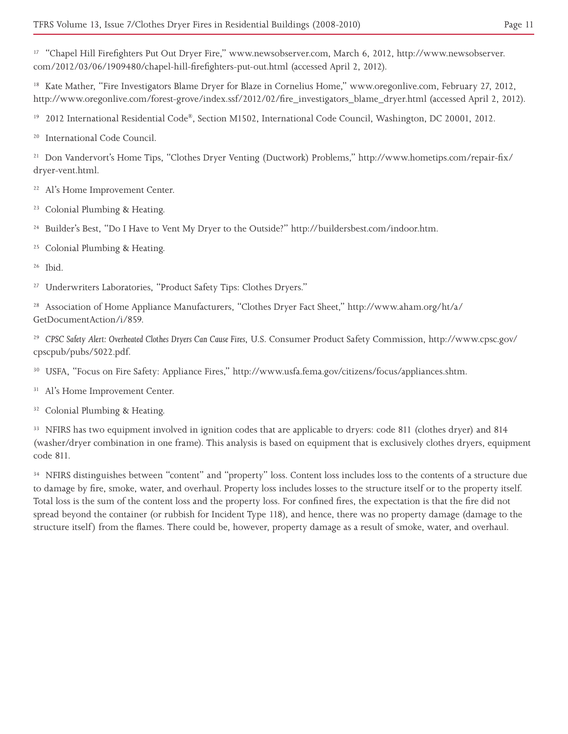[17] "Chapel Hill Firefighters Put Out Dryer Fire," www.newsobserver.com, March 6, 2012, http://www.newsobserver.com/2012/03/06/1909480/chapel-hill-firefighters-put-out.html (accessed April 2, 2012).

[18] Kate Mather, "Fire Investigators Blame Dryer for Blaze in Cornelius Home," www.oregonlive.com, February 27, 2012, http://www.oregonlive.com/forest-grove/index.ssf/2012/02/fire_investigators_blame_dryer.html (accessed April 2, 2012).

[19] 2012 International Residential Code®, Section M1502, International Code Council, Washington, DC 20001, 2012.

[20] International Code Council.

[21] Don Vandervort's Home Tips, "Clothes Dryer Venting (Ductwork) Problems," http://www.hometips.com/repair-fix/dryer-vent.html.

[22] Al's Home Improvement Center.

[23] Colonial Plumbing & Heating.

[24] Builder's Best, "Do I Have to Vent My Dryer to the Outside?" http://buildersbest.com/indoor.htm.

[25] Colonial Plumbing & Heating.

[26] Ibid.

[27] Underwriters Laboratories, "Product Safety Tips: Clothes Dryers."

[28] Association of Home Appliance Manufacturers, "Clothes Dryer Fact Sheet," http://www.aham.org/ht/a/GetDocumentAction/i/859.

[29] *CPSC Safety Alert: Overheated Clothes Dryers Can Cause Fires*, U.S. Consumer Product Safety Commission, http://www.cpsc.gov/cpscpub/pubs/5022.pdf.

[30] USFA, "Focus on Fire Safety: Appliance Fires," http://www.usfa.fema.gov/citizens/focus/appliances.shtm.

[31] Al's Home Improvement Center.

[32] Colonial Plumbing & Heating.

[33] NFIRS has two equipment involved in ignition codes that are applicable to dryers: code 811 (clothes dryer) and 814 (washer/dryer combination in one frame). This analysis is based on equipment that is exclusively clothes dryers, equipment code 811.

[34] NFIRS distinguishes between "content" and "property" loss. Content loss includes loss to the contents of a structure due to damage by fire, smoke, water, and overhaul. Property loss includes losses to the structure itself or to the property itself. Total loss is the sum of the content loss and the property loss. For confined fires, the expectation is that the fire did not spread beyond the container (or rubbish for Incident Type 118), and hence, there was no property damage (damage to the structure itself) from the flames. There could be, however, property damage as a result of smoke, water, and overhaul.